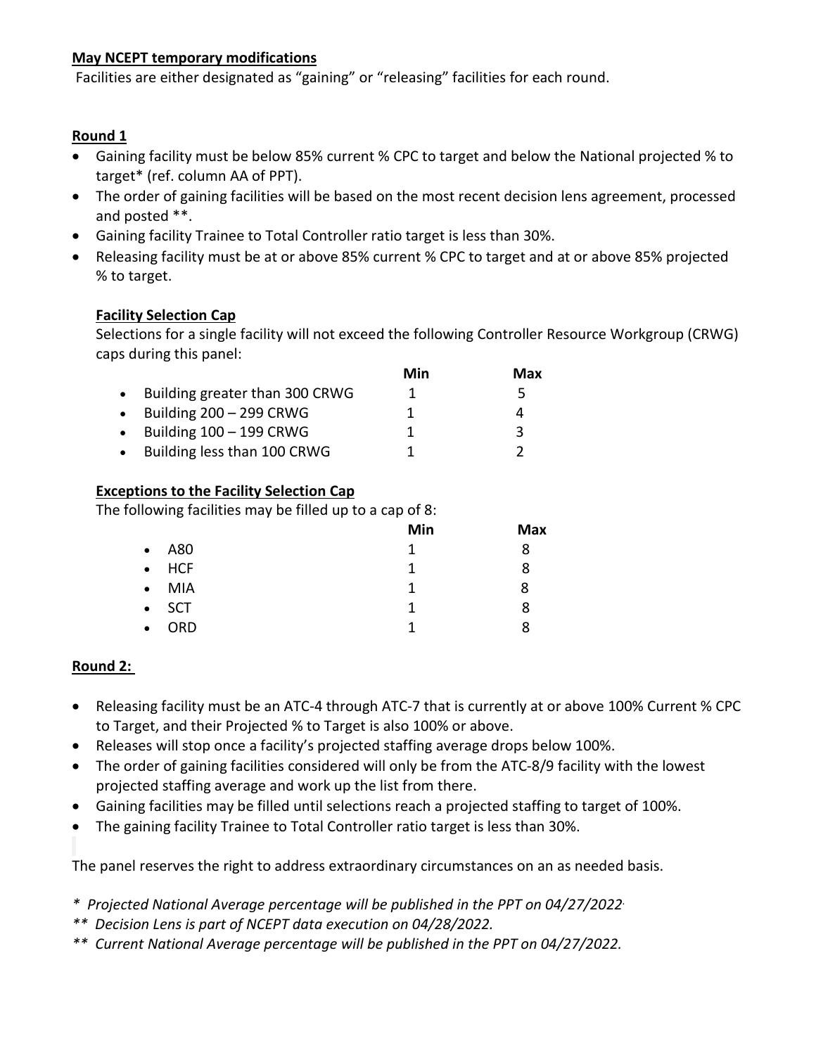**May NCEPT temporary modifications**

Facilities are either designated as "gaining" or "releasing" facilities for each round.

**Round 1**

- Gaining facility must be below 85% current % CPC to target and below the National projected % to target* (ref. column AA of PPT).
- The order of gaining facilities will be based on the most recent decision lens agreement, processed and posted **.
- Gaining facility Trainee to Total Controller ratio target is less than 30%.
- Releasing facility must be at or above 85% current % CPC to target and at or above 85% projected % to target.

**Facility Selection Cap**

Selections for a single facility will not exceed the following Controller Resource Workgroup (CRWG) caps during this panel:

| | Min | Max |
|---|---|---|
| Building greater than 300 CRWG | 1 | 5 |
| Building 200 – 299 CRWG | 1 | 4 |
| Building 100 – 199 CRWG | 1 | 3 |
| Building less than 100 CRWG | 1 | 2 |

**Exceptions to the Facility Selection Cap**

The following facilities may be filled up to a cap of 8:

| | Min | Max |
|---|---|---|
| A80 | 1 | 8 |
| HCF | 1 | 8 |
| MIA | 1 | 8 |
| SCT | 1 | 8 |
| ORD | 1 | 8 |

**Round 2:**

- Releasing facility must be an ATC-4 through ATC-7 that is currently at or above 100% Current % CPC to Target, and their Projected % to Target is also 100% or above.
- Releases will stop once a facility's projected staffing average drops below 100%.
- The order of gaining facilities considered will only be from the ATC-8/9 facility with the lowest projected staffing average and work up the list from there.
- Gaining facilities may be filled until selections reach a projected staffing to target of 100%.
- The gaining facility Trainee to Total Controller ratio target is less than 30%.

The panel reserves the right to address extraordinary circumstances on an as needed basis.

*\* Projected National Average percentage will be published in the PPT on 04/27/2022.*

*\*\* Decision Lens is part of NCEPT data execution on 04/28/2022.*

*\*\* Current National Average percentage will be published in the PPT on 04/27/2022.*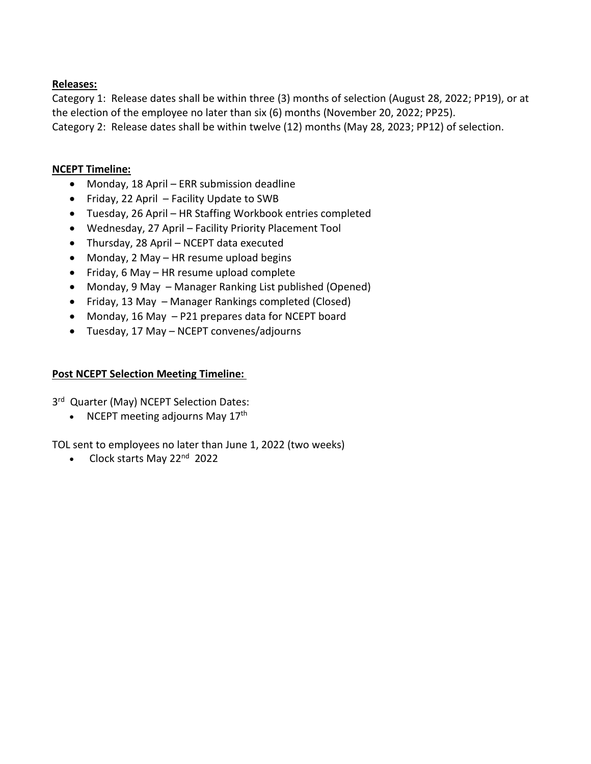**Releases:**

Category 1: Release dates shall be within three (3) months of selection (August 28, 2022; PP19), or at the election of the employee no later than six (6) months (November 20, 2022; PP25).
Category 2: Release dates shall be within twelve (12) months (May 28, 2023; PP12) of selection.

**NCEPT Timeline:**

- Monday, 18 April – ERR submission deadline
- Friday, 22 April – Facility Update to SWB
- Tuesday, 26 April – HR Staffing Workbook entries completed
- Wednesday, 27 April – Facility Priority Placement Tool
- Thursday, 28 April – NCEPT data executed
- Monday, 2 May – HR resume upload begins
- Friday, 6 May – HR resume upload complete
- Monday, 9 May – Manager Ranking List published (Opened)
- Friday, 13 May – Manager Rankings completed (Closed)
- Monday, 16 May – P21 prepares data for NCEPT board
- Tuesday, 17 May – NCEPT convenes/adjourns

**Post NCEPT Selection Meeting Timeline:**

3rd Quarter (May) NCEPT Selection Dates:

- NCEPT meeting adjourns May 17th

TOL sent to employees no later than June 1, 2022 (two weeks)

- Clock starts May 22nd 2022